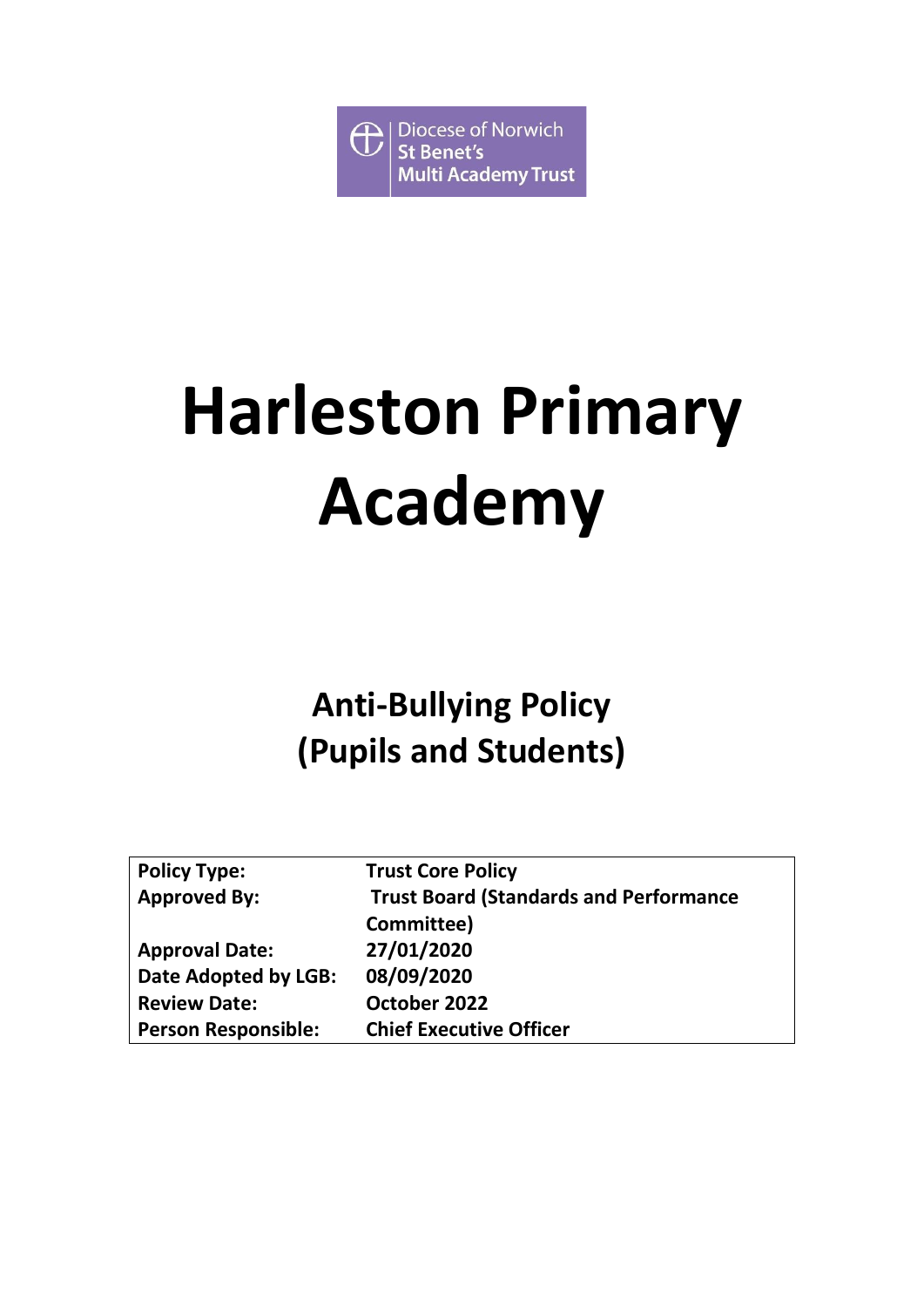Diocese of Norwich
St Benet's
Multi Academy Trust

# Harleston Primary Academy

## Anti-Bullying Policy (Pupils and Students)

| | |
|---|---|
| **Policy Type:** | **Trust Core Policy** |
| **Approved By:** | **Trust Board (Standards and Performance Committee)** |
| **Approval Date:** | **27/01/2020** |
| **Date Adopted by LGB:** | **08/09/2020** |
| **Review Date:** | **October 2022** |
| **Person Responsible:** | **Chief Executive Officer** |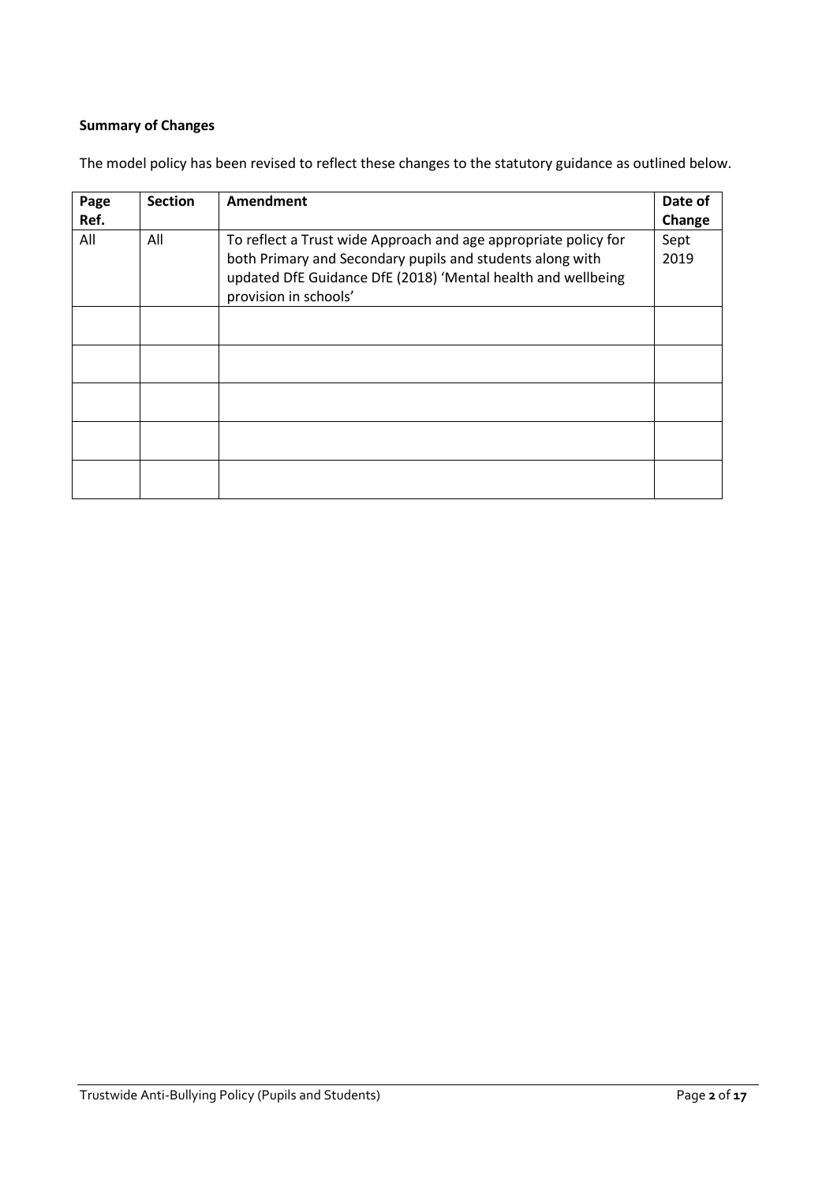**Summary of Changes**

The model policy has been revised to reflect these changes to the statutory guidance as outlined below.

| Page Ref. | Section | Amendment | Date of Change |
|---|---|---|---|
| All | All | To reflect a Trust wide Approach and age appropriate policy for both Primary and Secondary pupils and students along with updated DfE Guidance DfE (2018) 'Mental health and wellbeing provision in schools' | Sept 2019 |
| | | | |
| | | | |
| | | | |
| | | | |
| | | | |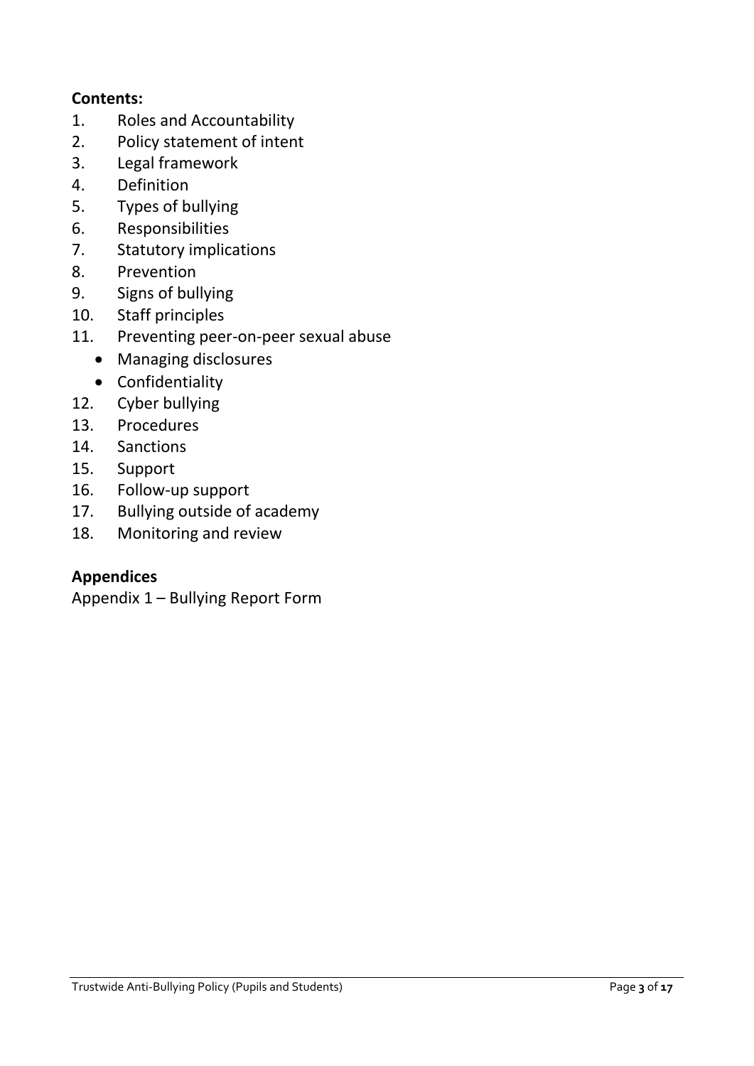**Contents:**

1. Roles and Accountability
2. Policy statement of intent
3. Legal framework
4. Definition
5. Types of bullying
6. Responsibilities
7. Statutory implications
8. Prevention
9. Signs of bullying
10. Staff principles
11. Preventing peer-on-peer sexual abuse
    - Managing disclosures
    - Confidentiality
12. Cyber bullying
13. Procedures
14. Sanctions
15. Support
16. Follow-up support
17. Bullying outside of academy
18. Monitoring and review

**Appendices**

Appendix 1 – Bullying Report Form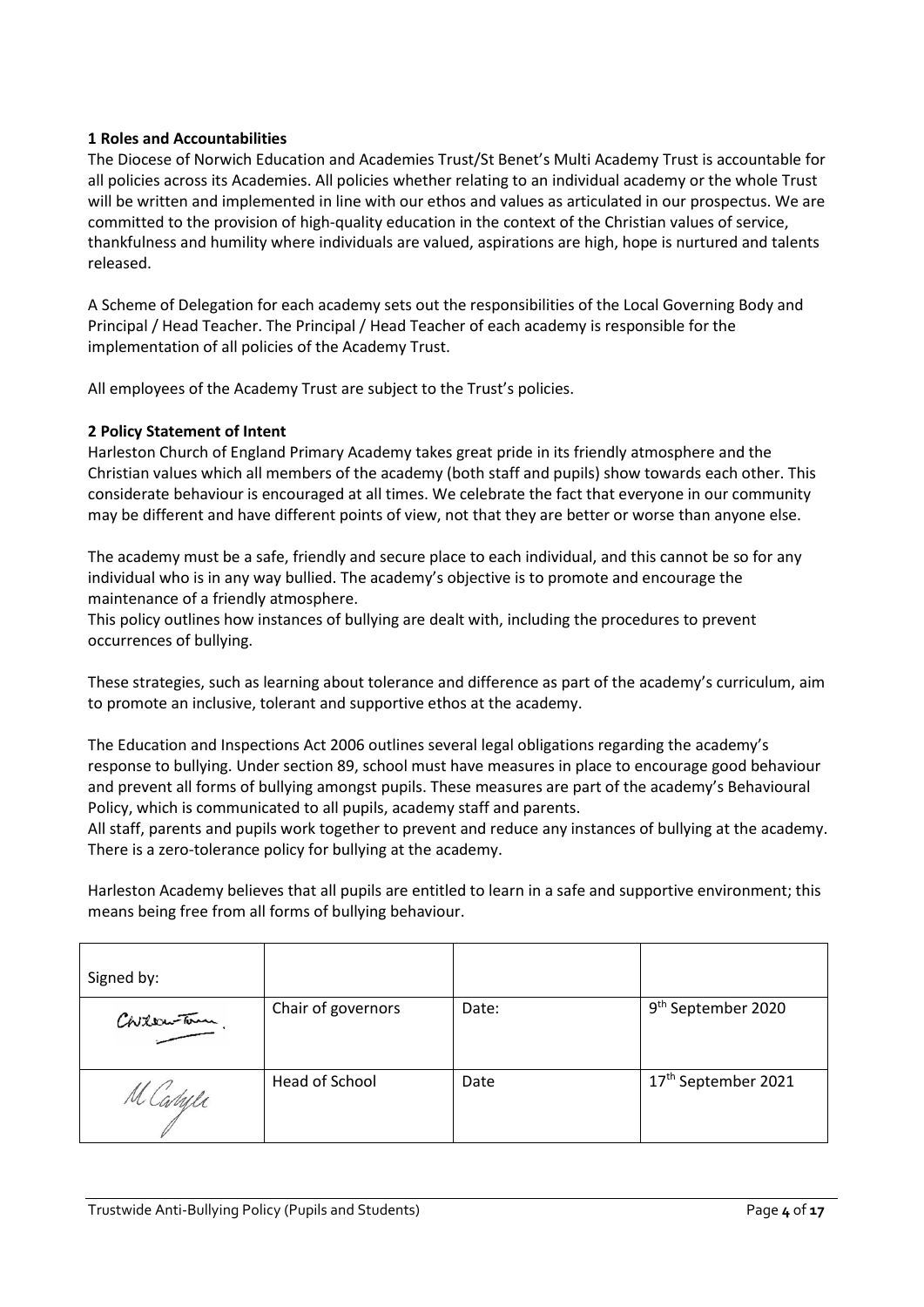**1 Roles and Accountabilities**

The Diocese of Norwich Education and Academies Trust/St Benet's Multi Academy Trust is accountable for all policies across its Academies. All policies whether relating to an individual academy or the whole Trust will be written and implemented in line with our ethos and values as articulated in our prospectus. We are committed to the provision of high-quality education in the context of the Christian values of service, thankfulness and humility where individuals are valued, aspirations are high, hope is nurtured and talents released.

A Scheme of Delegation for each academy sets out the responsibilities of the Local Governing Body and Principal / Head Teacher. The Principal / Head Teacher of each academy is responsible for the implementation of all policies of the Academy Trust.

All employees of the Academy Trust are subject to the Trust's policies.

**2 Policy Statement of Intent**

Harleston Church of England Primary Academy takes great pride in its friendly atmosphere and the Christian values which all members of the academy (both staff and pupils) show towards each other. This considerate behaviour is encouraged at all times. We celebrate the fact that everyone in our community may be different and have different points of view, not that they are better or worse than anyone else.

The academy must be a safe, friendly and secure place to each individual, and this cannot be so for any individual who is in any way bullied. The academy's objective is to promote and encourage the maintenance of a friendly atmosphere.

This policy outlines how instances of bullying are dealt with, including the procedures to prevent occurrences of bullying.

These strategies, such as learning about tolerance and difference as part of the academy's curriculum, aim to promote an inclusive, tolerant and supportive ethos at the academy.

The Education and Inspections Act 2006 outlines several legal obligations regarding the academy's response to bullying. Under section 89, school must have measures in place to encourage good behaviour and prevent all forms of bullying amongst pupils. These measures are part of the academy's Behavioural Policy, which is communicated to all pupils, academy staff and parents.

All staff, parents and pupils work together to prevent and reduce any instances of bullying at the academy. There is a zero-tolerance policy for bullying at the academy.

Harleston Academy believes that all pupils are entitled to learn in a safe and supportive environment; this means being free from all forms of bullying behaviour.

| Signed by: | | | |
|---|---|---|---|
| [signature] | Chair of governors | Date: | 9th September 2020 |
| [signature] | Head of School | Date | 17th September 2021 |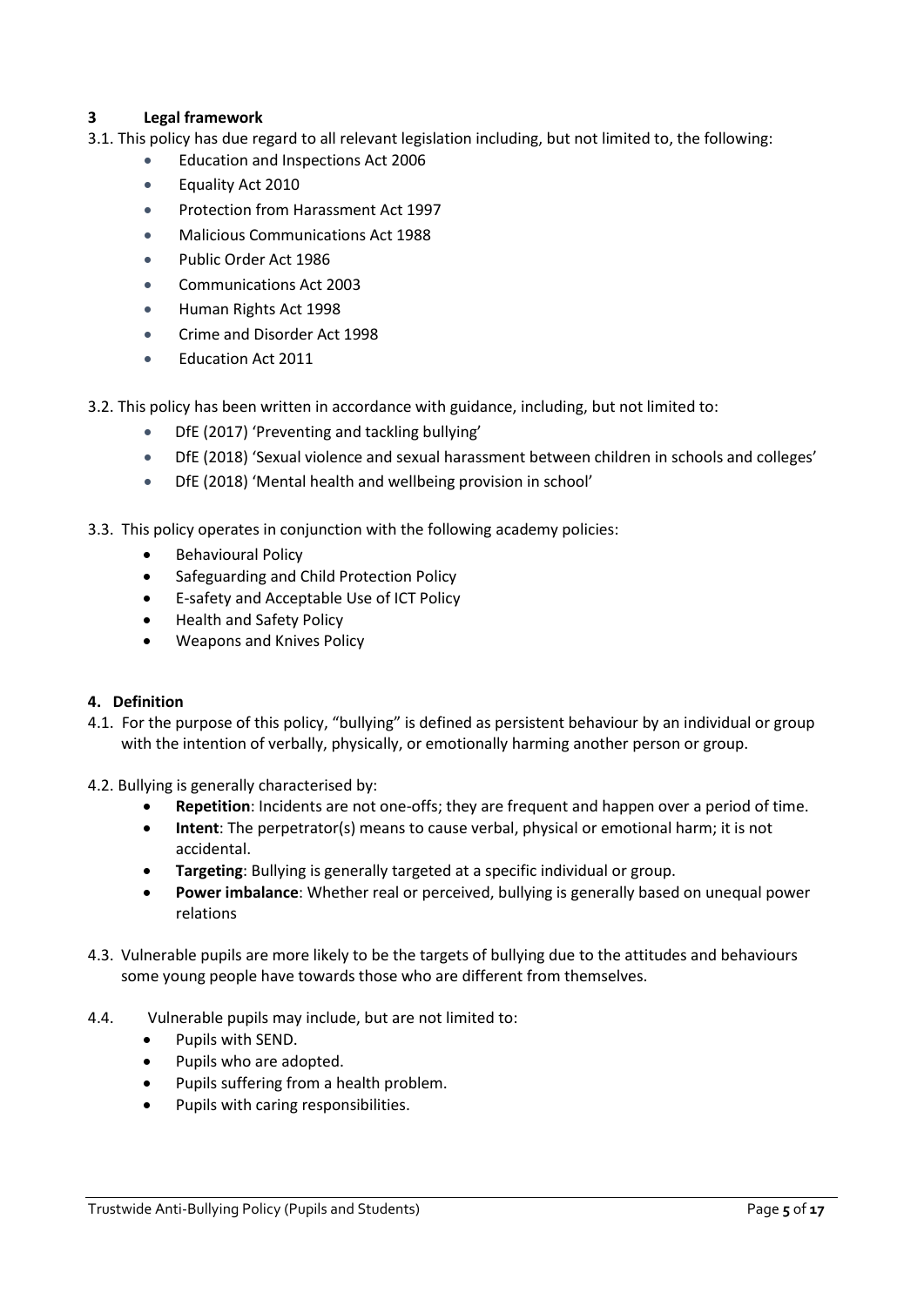## 3 Legal framework

3.1. This policy has due regard to all relevant legislation including, but not limited to, the following:

- Education and Inspections Act 2006
- Equality Act 2010
- Protection from Harassment Act 1997
- Malicious Communications Act 1988
- Public Order Act 1986
- Communications Act 2003
- Human Rights Act 1998
- Crime and Disorder Act 1998
- Education Act 2011

3.2. This policy has been written in accordance with guidance, including, but not limited to:

- DfE (2017) 'Preventing and tackling bullying'
- DfE (2018) 'Sexual violence and sexual harassment between children in schools and colleges'
- DfE (2018) 'Mental health and wellbeing provision in school'

3.3. This policy operates in conjunction with the following academy policies:

- Behavioural Policy
- Safeguarding and Child Protection Policy
- E-safety and Acceptable Use of ICT Policy
- Health and Safety Policy
- Weapons and Knives Policy

## 4. Definition

4.1. For the purpose of this policy, "bullying" is defined as persistent behaviour by an individual or group with the intention of verbally, physically, or emotionally harming another person or group.

4.2. Bullying is generally characterised by:

- **Repetition**: Incidents are not one-offs; they are frequent and happen over a period of time.
- **Intent**: The perpetrator(s) means to cause verbal, physical or emotional harm; it is not accidental.
- **Targeting**: Bullying is generally targeted at a specific individual or group.
- **Power imbalance**: Whether real or perceived, bullying is generally based on unequal power relations

4.3. Vulnerable pupils are more likely to be the targets of bullying due to the attitudes and behaviours some young people have towards those who are different from themselves.

4.4. Vulnerable pupils may include, but are not limited to:

- Pupils with SEND.
- Pupils who are adopted.
- Pupils suffering from a health problem.
- Pupils with caring responsibilities.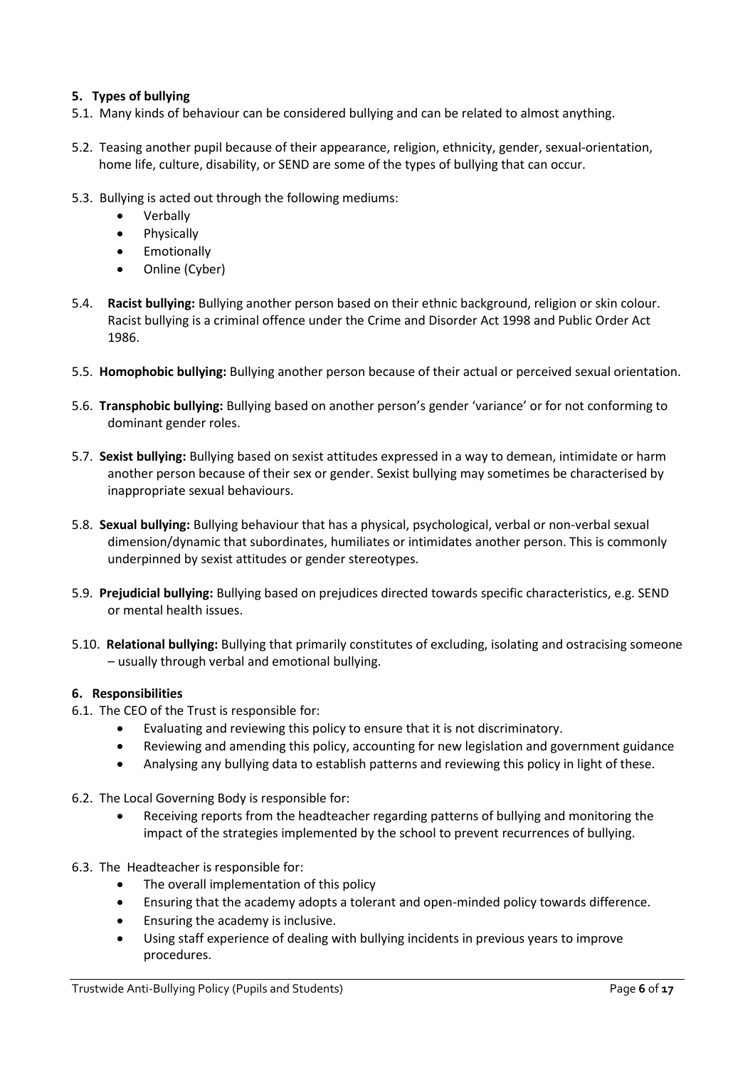## 5. Types of bullying

5.1. Many kinds of behaviour can be considered bullying and can be related to almost anything.

5.2. Teasing another pupil because of their appearance, religion, ethnicity, gender, sexual-orientation, home life, culture, disability, or SEND are some of the types of bullying that can occur.

5.3. Bullying is acted out through the following mediums:

- Verbally
- Physically
- Emotionally
- Online (Cyber)

5.4. **Racist bullying:** Bullying another person based on their ethnic background, religion or skin colour. Racist bullying is a criminal offence under the Crime and Disorder Act 1998 and Public Order Act 1986.

5.5. **Homophobic bullying:** Bullying another person because of their actual or perceived sexual orientation.

5.6. **Transphobic bullying:** Bullying based on another person's gender 'variance' or for not conforming to dominant gender roles.

5.7. **Sexist bullying:** Bullying based on sexist attitudes expressed in a way to demean, intimidate or harm another person because of their sex or gender. Sexist bullying may sometimes be characterised by inappropriate sexual behaviours.

5.8. **Sexual bullying:** Bullying behaviour that has a physical, psychological, verbal or non-verbal sexual dimension/dynamic that subordinates, humiliates or intimidates another person. This is commonly underpinned by sexist attitudes or gender stereotypes.

5.9. **Prejudicial bullying:** Bullying based on prejudices directed towards specific characteristics, e.g. SEND or mental health issues.

5.10. **Relational bullying:** Bullying that primarily constitutes of excluding, isolating and ostracising someone – usually through verbal and emotional bullying.

## 6. Responsibilities

6.1. The CEO of the Trust is responsible for:

- Evaluating and reviewing this policy to ensure that it is not discriminatory.
- Reviewing and amending this policy, accounting for new legislation and government guidance
- Analysing any bullying data to establish patterns and reviewing this policy in light of these.

6.2. The Local Governing Body is responsible for:

- Receiving reports from the headteacher regarding patterns of bullying and monitoring the impact of the strategies implemented by the school to prevent recurrences of bullying.

6.3. The Headteacher is responsible for:

- The overall implementation of this policy
- Ensuring that the academy adopts a tolerant and open-minded policy towards difference.
- Ensuring the academy is inclusive.
- Using staff experience of dealing with bullying incidents in previous years to improve procedures.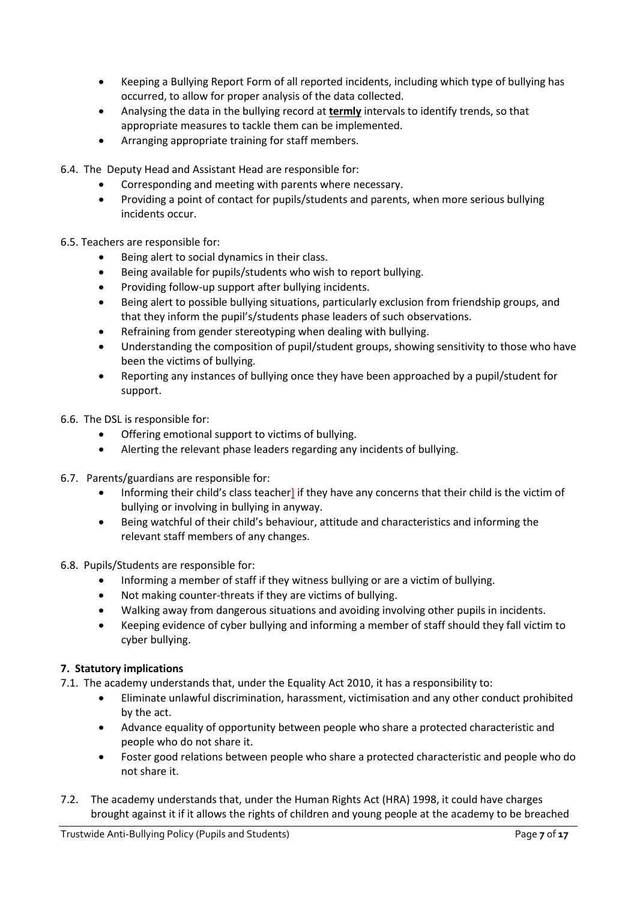- Keeping a Bullying Report Form of all reported incidents, including which type of bullying has occurred, to allow for proper analysis of the data collected.
- Analysing the data in the bullying record at **termly** intervals to identify trends, so that appropriate measures to tackle them can be implemented.
- Arranging appropriate training for staff members.

6.4. The Deputy Head and Assistant Head are responsible for:

- Corresponding and meeting with parents where necessary.
- Providing a point of contact for pupils/students and parents, when more serious bullying incidents occur.

6.5. Teachers are responsible for:

- Being alert to social dynamics in their class.
- Being available for pupils/students who wish to report bullying.
- Providing follow-up support after bullying incidents.
- Being alert to possible bullying situations, particularly exclusion from friendship groups, and that they inform the pupil's/students phase leaders of such observations.
- Refraining from gender stereotyping when dealing with bullying.
- Understanding the composition of pupil/student groups, showing sensitivity to those who have been the victims of bullying.
- Reporting any instances of bullying once they have been approached by a pupil/student for support.

6.6. The DSL is responsible for:

- Offering emotional support to victims of bullying.
- Alerting the relevant phase leaders regarding any incidents of bullying.

6.7. Parents/guardians are responsible for:

- Informing their child's class teacher] if they have any concerns that their child is the victim of bullying or involving in bullying in anyway.
- Being watchful of their child's behaviour, attitude and characteristics and informing the relevant staff members of any changes.

6.8. Pupils/Students are responsible for:

- Informing a member of staff if they witness bullying or are a victim of bullying.
- Not making counter-threats if they are victims of bullying.
- Walking away from dangerous situations and avoiding involving other pupils in incidents.
- Keeping evidence of cyber bullying and informing a member of staff should they fall victim to cyber bullying.

**7. Statutory implications**

7.1. The academy understands that, under the Equality Act 2010, it has a responsibility to:

- Eliminate unlawful discrimination, harassment, victimisation and any other conduct prohibited by the act.
- Advance equality of opportunity between people who share a protected characteristic and people who do not share it.
- Foster good relations between people who share a protected characteristic and people who do not share it.

7.2. The academy understands that, under the Human Rights Act (HRA) 1998, it could have charges brought against it if it allows the rights of children and young people at the academy to be breached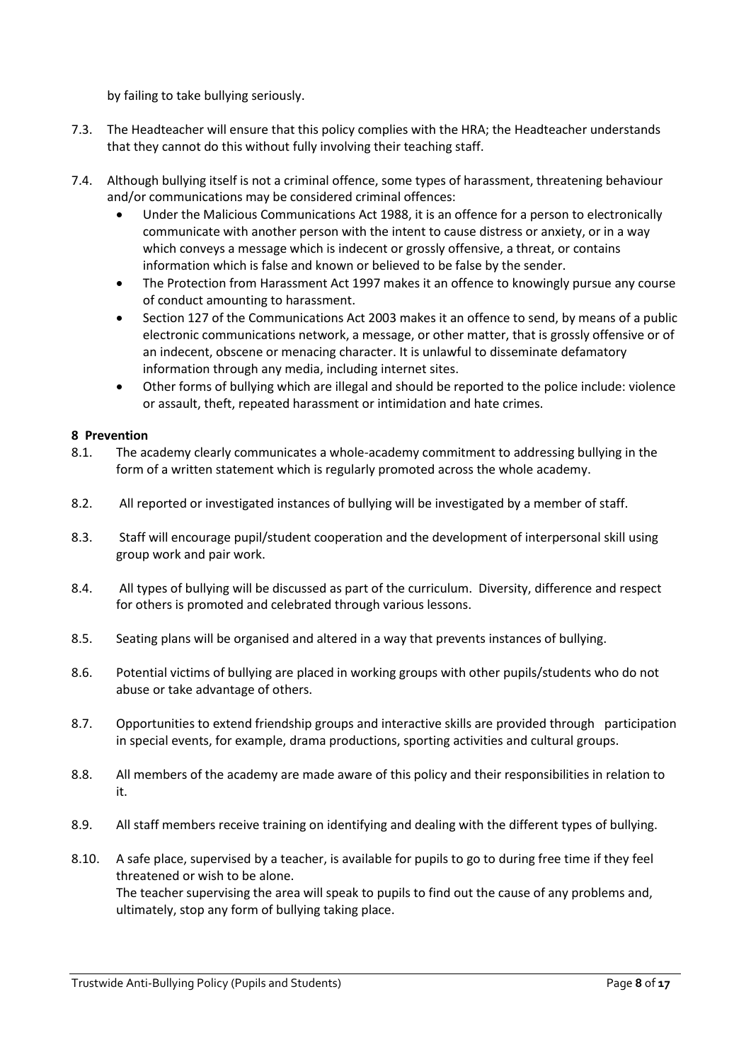by failing to take bullying seriously.

7.3. The Headteacher will ensure that this policy complies with the HRA; the Headteacher understands that they cannot do this without fully involving their teaching staff.

7.4. Although bullying itself is not a criminal offence, some types of harassment, threatening behaviour and/or communications may be considered criminal offences:

- Under the Malicious Communications Act 1988, it is an offence for a person to electronically communicate with another person with the intent to cause distress or anxiety, or in a way which conveys a message which is indecent or grossly offensive, a threat, or contains information which is false and known or believed to be false by the sender.
- The Protection from Harassment Act 1997 makes it an offence to knowingly pursue any course of conduct amounting to harassment.
- Section 127 of the Communications Act 2003 makes it an offence to send, by means of a public electronic communications network, a message, or other matter, that is grossly offensive or of an indecent, obscene or menacing character. It is unlawful to disseminate defamatory information through any media, including internet sites.
- Other forms of bullying which are illegal and should be reported to the police include: violence or assault, theft, repeated harassment or intimidation and hate crimes.

## 8 Prevention

8.1. The academy clearly communicates a whole-academy commitment to addressing bullying in the form of a written statement which is regularly promoted across the whole academy.

8.2. All reported or investigated instances of bullying will be investigated by a member of staff.

8.3. Staff will encourage pupil/student cooperation and the development of interpersonal skill using group work and pair work.

8.4. All types of bullying will be discussed as part of the curriculum. Diversity, difference and respect for others is promoted and celebrated through various lessons.

8.5. Seating plans will be organised and altered in a way that prevents instances of bullying.

8.6. Potential victims of bullying are placed in working groups with other pupils/students who do not abuse or take advantage of others.

8.7. Opportunities to extend friendship groups and interactive skills are provided through participation in special events, for example, drama productions, sporting activities and cultural groups.

8.8. All members of the academy are made aware of this policy and their responsibilities in relation to it.

8.9. All staff members receive training on identifying and dealing with the different types of bullying.

8.10. A safe place, supervised by a teacher, is available for pupils to go to during free time if they feel threatened or wish to be alone.
The teacher supervising the area will speak to pupils to find out the cause of any problems and, ultimately, stop any form of bullying taking place.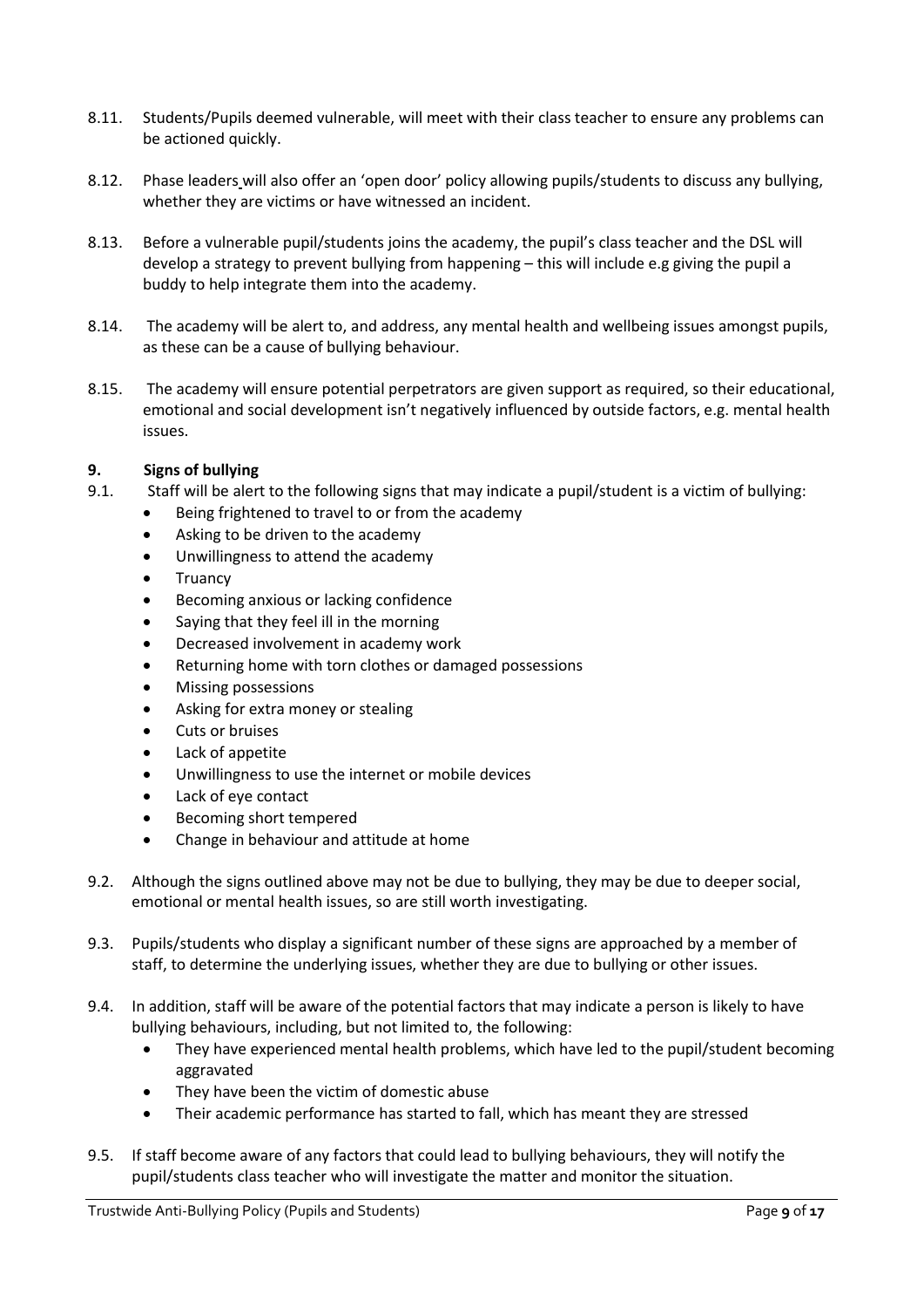8.11. Students/Pupils deemed vulnerable, will meet with their class teacher to ensure any problems can be actioned quickly.

8.12. Phase leaders will also offer an 'open door' policy allowing pupils/students to discuss any bullying, whether they are victims or have witnessed an incident.

8.13. Before a vulnerable pupil/students joins the academy, the pupil's class teacher and the DSL will develop a strategy to prevent bullying from happening – this will include e.g giving the pupil a buddy to help integrate them into the academy.

8.14. The academy will be alert to, and address, any mental health and wellbeing issues amongst pupils, as these can be a cause of bullying behaviour.

8.15. The academy will ensure potential perpetrators are given support as required, so their educational, emotional and social development isn't negatively influenced by outside factors, e.g. mental health issues.

## 9. Signs of bullying

9.1. Staff will be alert to the following signs that may indicate a pupil/student is a victim of bullying:

- Being frightened to travel to or from the academy
- Asking to be driven to the academy
- Unwillingness to attend the academy
- Truancy
- Becoming anxious or lacking confidence
- Saying that they feel ill in the morning
- Decreased involvement in academy work
- Returning home with torn clothes or damaged possessions
- Missing possessions
- Asking for extra money or stealing
- Cuts or bruises
- Lack of appetite
- Unwillingness to use the internet or mobile devices
- Lack of eye contact
- Becoming short tempered
- Change in behaviour and attitude at home

9.2. Although the signs outlined above may not be due to bullying, they may be due to deeper social, emotional or mental health issues, so are still worth investigating.

9.3. Pupils/students who display a significant number of these signs are approached by a member of staff, to determine the underlying issues, whether they are due to bullying or other issues.

9.4. In addition, staff will be aware of the potential factors that may indicate a person is likely to have bullying behaviours, including, but not limited to, the following:

- They have experienced mental health problems, which have led to the pupil/student becoming aggravated
- They have been the victim of domestic abuse
- Their academic performance has started to fall, which has meant they are stressed

9.5. If staff become aware of any factors that could lead to bullying behaviours, they will notify the pupil/students class teacher who will investigate the matter and monitor the situation.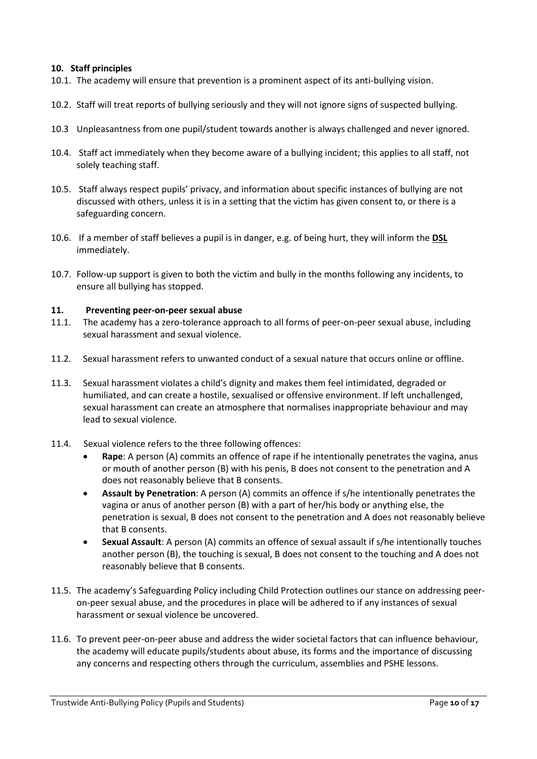### 10. Staff principles

10.1. The academy will ensure that prevention is a prominent aspect of its anti-bullying vision.

10.2. Staff will treat reports of bullying seriously and they will not ignore signs of suspected bullying.

10.3 Unpleasantness from one pupil/student towards another is always challenged and never ignored.

10.4. Staff act immediately when they become aware of a bullying incident; this applies to all staff, not solely teaching staff.

10.5. Staff always respect pupils' privacy, and information about specific instances of bullying are not discussed with others, unless it is in a setting that the victim has given consent to, or there is a safeguarding concern.

10.6. If a member of staff believes a pupil is in danger, e.g. of being hurt, they will inform the **DSL** immediately.

10.7. Follow-up support is given to both the victim and bully in the months following any incidents, to ensure all bullying has stopped.

### 11. Preventing peer-on-peer sexual abuse

11.1. The academy has a zero-tolerance approach to all forms of peer-on-peer sexual abuse, including sexual harassment and sexual violence.

11.2. Sexual harassment refers to unwanted conduct of a sexual nature that occurs online or offline.

11.3. Sexual harassment violates a child's dignity and makes them feel intimidated, degraded or humiliated, and can create a hostile, sexualised or offensive environment. If left unchallenged, sexual harassment can create an atmosphere that normalises inappropriate behaviour and may lead to sexual violence.

11.4. Sexual violence refers to the three following offences:

- **Rape**: A person (A) commits an offence of rape if he intentionally penetrates the vagina, anus or mouth of another person (B) with his penis, B does not consent to the penetration and A does not reasonably believe that B consents.
- **Assault by Penetration**: A person (A) commits an offence if s/he intentionally penetrates the vagina or anus of another person (B) with a part of her/his body or anything else, the penetration is sexual, B does not consent to the penetration and A does not reasonably believe that B consents.
- **Sexual Assault**: A person (A) commits an offence of sexual assault if s/he intentionally touches another person (B), the touching is sexual, B does not consent to the touching and A does not reasonably believe that B consents.

11.5. The academy's Safeguarding Policy including Child Protection outlines our stance on addressing peer-on-peer sexual abuse, and the procedures in place will be adhered to if any instances of sexual harassment or sexual violence be uncovered.

11.6. To prevent peer-on-peer abuse and address the wider societal factors that can influence behaviour, the academy will educate pupils/students about abuse, its forms and the importance of discussing any concerns and respecting others through the curriculum, assemblies and PSHE lessons.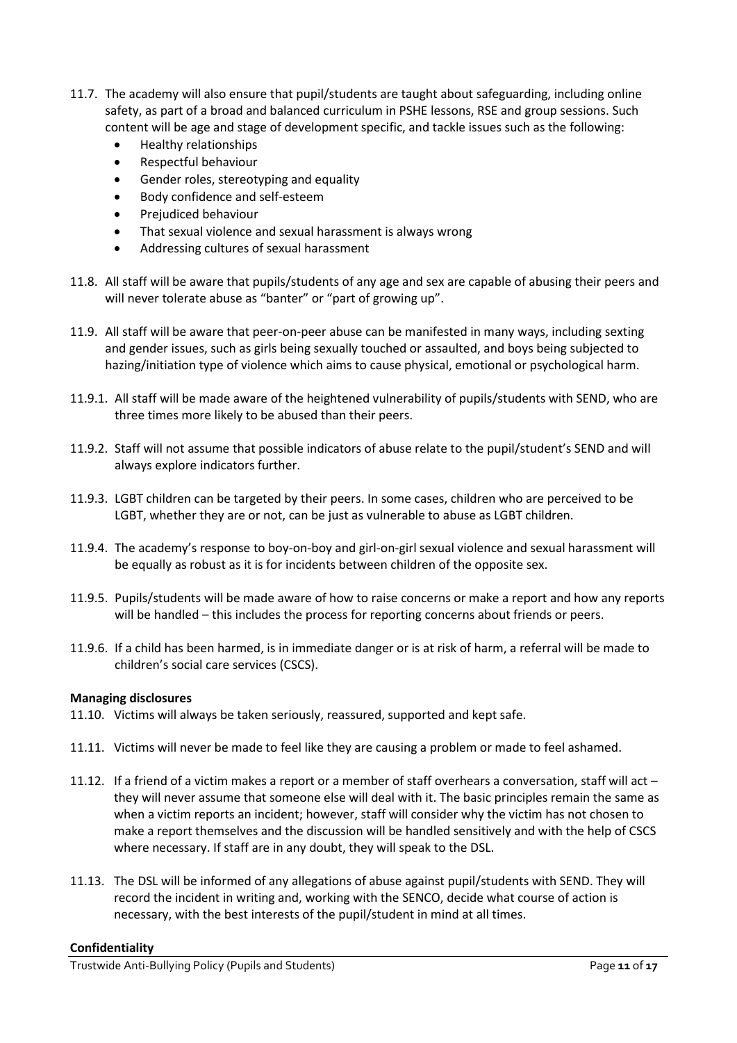11.7. The academy will also ensure that pupil/students are taught about safeguarding, including online safety, as part of a broad and balanced curriculum in PSHE lessons, RSE and group sessions. Such content will be age and stage of development specific, and tackle issues such as the following:

- Healthy relationships
- Respectful behaviour
- Gender roles, stereotyping and equality
- Body confidence and self-esteem
- Prejudiced behaviour
- That sexual violence and sexual harassment is always wrong
- Addressing cultures of sexual harassment

11.8. All staff will be aware that pupils/students of any age and sex are capable of abusing their peers and will never tolerate abuse as "banter" or "part of growing up".

11.9. All staff will be aware that peer-on-peer abuse can be manifested in many ways, including sexting and gender issues, such as girls being sexually touched or assaulted, and boys being subjected to hazing/initiation type of violence which aims to cause physical, emotional or psychological harm.

11.9.1. All staff will be made aware of the heightened vulnerability of pupils/students with SEND, who are three times more likely to be abused than their peers.

11.9.2. Staff will not assume that possible indicators of abuse relate to the pupil/student's SEND and will always explore indicators further.

11.9.3. LGBT children can be targeted by their peers. In some cases, children who are perceived to be LGBT, whether they are or not, can be just as vulnerable to abuse as LGBT children.

11.9.4. The academy's response to boy-on-boy and girl-on-girl sexual violence and sexual harassment will be equally as robust as it is for incidents between children of the opposite sex.

11.9.5. Pupils/students will be made aware of how to raise concerns or make a report and how any reports will be handled – this includes the process for reporting concerns about friends or peers.

11.9.6. If a child has been harmed, is in immediate danger or is at risk of harm, a referral will be made to children's social care services (CSCS).

**Managing disclosures**

11.10. Victims will always be taken seriously, reassured, supported and kept safe.

11.11. Victims will never be made to feel like they are causing a problem or made to feel ashamed.

11.12. If a friend of a victim makes a report or a member of staff overhears a conversation, staff will act – they will never assume that someone else will deal with it. The basic principles remain the same as when a victim reports an incident; however, staff will consider why the victim has not chosen to make a report themselves and the discussion will be handled sensitively and with the help of CSCS where necessary. If staff are in any doubt, they will speak to the DSL.

11.13. The DSL will be informed of any allegations of abuse against pupil/students with SEND. They will record the incident in writing and, working with the SENCO, decide what course of action is necessary, with the best interests of the pupil/student in mind at all times.

**Confidentiality**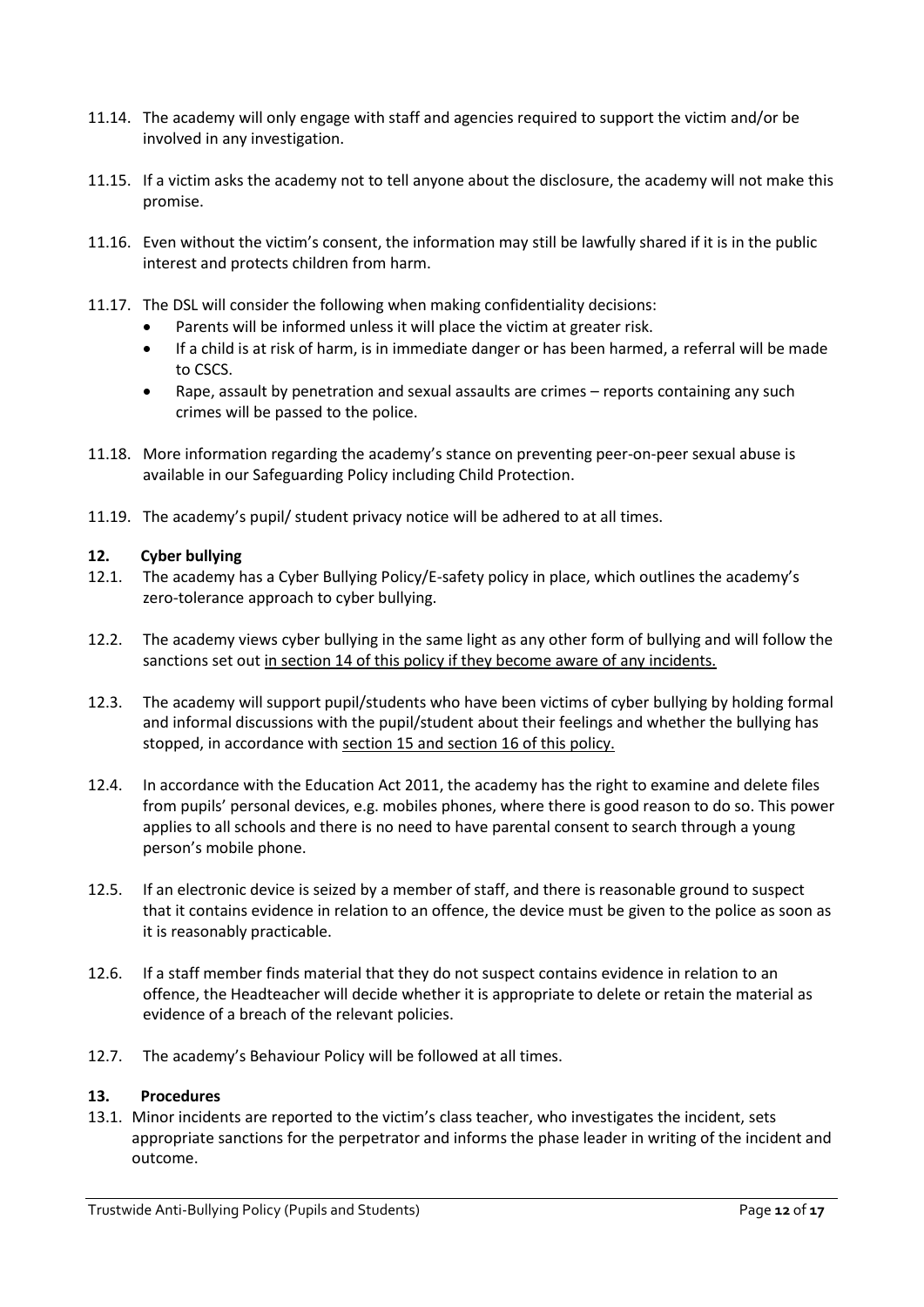11.14. The academy will only engage with staff and agencies required to support the victim and/or be involved in any investigation.

11.15. If a victim asks the academy not to tell anyone about the disclosure, the academy will not make this promise.

11.16. Even without the victim's consent, the information may still be lawfully shared if it is in the public interest and protects children from harm.

11.17. The DSL will consider the following when making confidentiality decisions:

- Parents will be informed unless it will place the victim at greater risk.
- If a child is at risk of harm, is in immediate danger or has been harmed, a referral will be made to CSCS.
- Rape, assault by penetration and sexual assaults are crimes – reports containing any such crimes will be passed to the police.

11.18. More information regarding the academy's stance on preventing peer-on-peer sexual abuse is available in our Safeguarding Policy including Child Protection.

11.19. The academy's pupil/ student privacy notice will be adhered to at all times.

## 12. Cyber bullying

12.1. The academy has a Cyber Bullying Policy/E-safety policy in place, which outlines the academy's zero-tolerance approach to cyber bullying.

12.2. The academy views cyber bullying in the same light as any other form of bullying and will follow the sanctions set out <u>in section 14 of this policy if they become aware of any incidents.</u>

12.3. The academy will support pupil/students who have been victims of cyber bullying by holding formal and informal discussions with the pupil/student about their feelings and whether the bullying has stopped, in accordance with <u>section 15 and section 16 of this policy.</u>

12.4. In accordance with the Education Act 2011, the academy has the right to examine and delete files from pupils' personal devices, e.g. mobiles phones, where there is good reason to do so. This power applies to all schools and there is no need to have parental consent to search through a young person's mobile phone.

12.5. If an electronic device is seized by a member of staff, and there is reasonable ground to suspect that it contains evidence in relation to an offence, the device must be given to the police as soon as it is reasonably practicable.

12.6. If a staff member finds material that they do not suspect contains evidence in relation to an offence, the Headteacher will decide whether it is appropriate to delete or retain the material as evidence of a breach of the relevant policies.

12.7. The academy's Behaviour Policy will be followed at all times.

## 13. Procedures

13.1. Minor incidents are reported to the victim's class teacher, who investigates the incident, sets appropriate sanctions for the perpetrator and informs the phase leader in writing of the incident and outcome.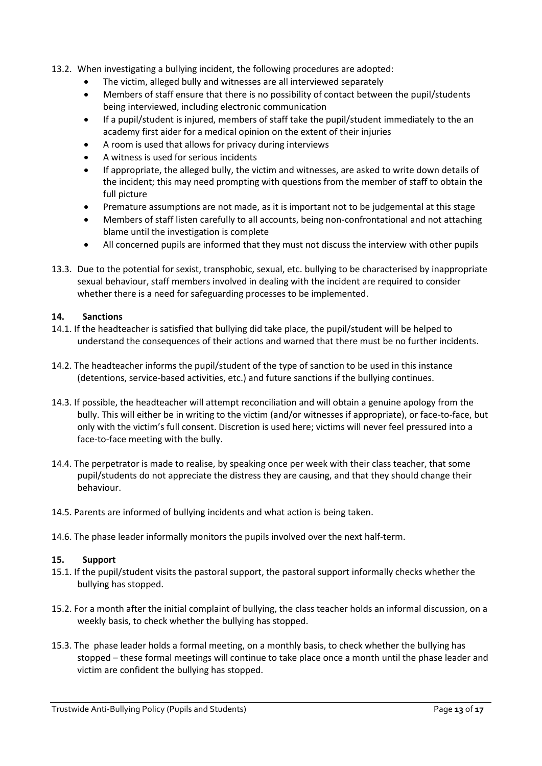13.2. When investigating a bullying incident, the following procedures are adopted:

- The victim, alleged bully and witnesses are all interviewed separately
- Members of staff ensure that there is no possibility of contact between the pupil/students being interviewed, including electronic communication
- If a pupil/student is injured, members of staff take the pupil/student immediately to the an academy first aider for a medical opinion on the extent of their injuries
- A room is used that allows for privacy during interviews
- A witness is used for serious incidents
- If appropriate, the alleged bully, the victim and witnesses, are asked to write down details of the incident; this may need prompting with questions from the member of staff to obtain the full picture
- Premature assumptions are not made, as it is important not to be judgemental at this stage
- Members of staff listen carefully to all accounts, being non-confrontational and not attaching blame until the investigation is complete
- All concerned pupils are informed that they must not discuss the interview with other pupils

13.3. Due to the potential for sexist, transphobic, sexual, etc. bullying to be characterised by inappropriate sexual behaviour, staff members involved in dealing with the incident are required to consider whether there is a need for safeguarding processes to be implemented.

## 14. Sanctions

14.1. If the headteacher is satisfied that bullying did take place, the pupil/student will be helped to understand the consequences of their actions and warned that there must be no further incidents.

14.2. The headteacher informs the pupil/student of the type of sanction to be used in this instance (detentions, service-based activities, etc.) and future sanctions if the bullying continues.

14.3. If possible, the headteacher will attempt reconciliation and will obtain a genuine apology from the bully. This will either be in writing to the victim (and/or witnesses if appropriate), or face-to-face, but only with the victim's full consent. Discretion is used here; victims will never feel pressured into a face-to-face meeting with the bully.

14.4. The perpetrator is made to realise, by speaking once per week with their class teacher, that some pupil/students do not appreciate the distress they are causing, and that they should change their behaviour.

14.5. Parents are informed of bullying incidents and what action is being taken.

14.6. The phase leader informally monitors the pupils involved over the next half-term.

## 15. Support

15.1. If the pupil/student visits the pastoral support, the pastoral support informally checks whether the bullying has stopped.

15.2. For a month after the initial complaint of bullying, the class teacher holds an informal discussion, on a weekly basis, to check whether the bullying has stopped.

15.3. The phase leader holds a formal meeting, on a monthly basis, to check whether the bullying has stopped – these formal meetings will continue to take place once a month until the phase leader and victim are confident the bullying has stopped.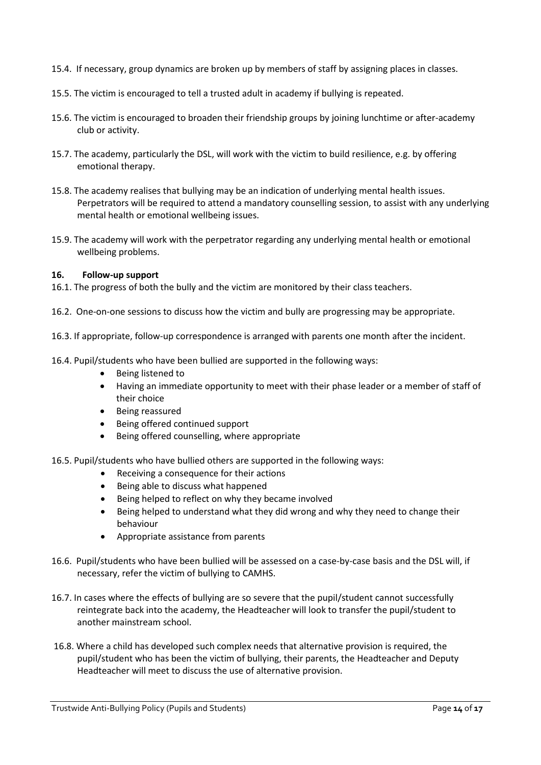15.4. If necessary, group dynamics are broken up by members of staff by assigning places in classes.

15.5. The victim is encouraged to tell a trusted adult in academy if bullying is repeated.

15.6. The victim is encouraged to broaden their friendship groups by joining lunchtime or after-academy club or activity.

15.7. The academy, particularly the DSL, will work with the victim to build resilience, e.g. by offering emotional therapy.

15.8. The academy realises that bullying may be an indication of underlying mental health issues. Perpetrators will be required to attend a mandatory counselling session, to assist with any underlying mental health or emotional wellbeing issues.

15.9. The academy will work with the perpetrator regarding any underlying mental health or emotional wellbeing problems.

## 16. Follow-up support

16.1. The progress of both the bully and the victim are monitored by their class teachers.

16.2. One-on-one sessions to discuss how the victim and bully are progressing may be appropriate.

16.3. If appropriate, follow-up correspondence is arranged with parents one month after the incident.

16.4. Pupil/students who have been bullied are supported in the following ways:

- Being listened to
- Having an immediate opportunity to meet with their phase leader or a member of staff of their choice
- Being reassured
- Being offered continued support
- Being offered counselling, where appropriate

16.5. Pupil/students who have bullied others are supported in the following ways:

- Receiving a consequence for their actions
- Being able to discuss what happened
- Being helped to reflect on why they became involved
- Being helped to understand what they did wrong and why they need to change their behaviour
- Appropriate assistance from parents

16.6. Pupil/students who have been bullied will be assessed on a case-by-case basis and the DSL will, if necessary, refer the victim of bullying to CAMHS.

16.7. In cases where the effects of bullying are so severe that the pupil/student cannot successfully reintegrate back into the academy, the Headteacher will look to transfer the pupil/student to another mainstream school.

16.8. Where a child has developed such complex needs that alternative provision is required, the pupil/student who has been the victim of bullying, their parents, the Headteacher and Deputy Headteacher will meet to discuss the use of alternative provision.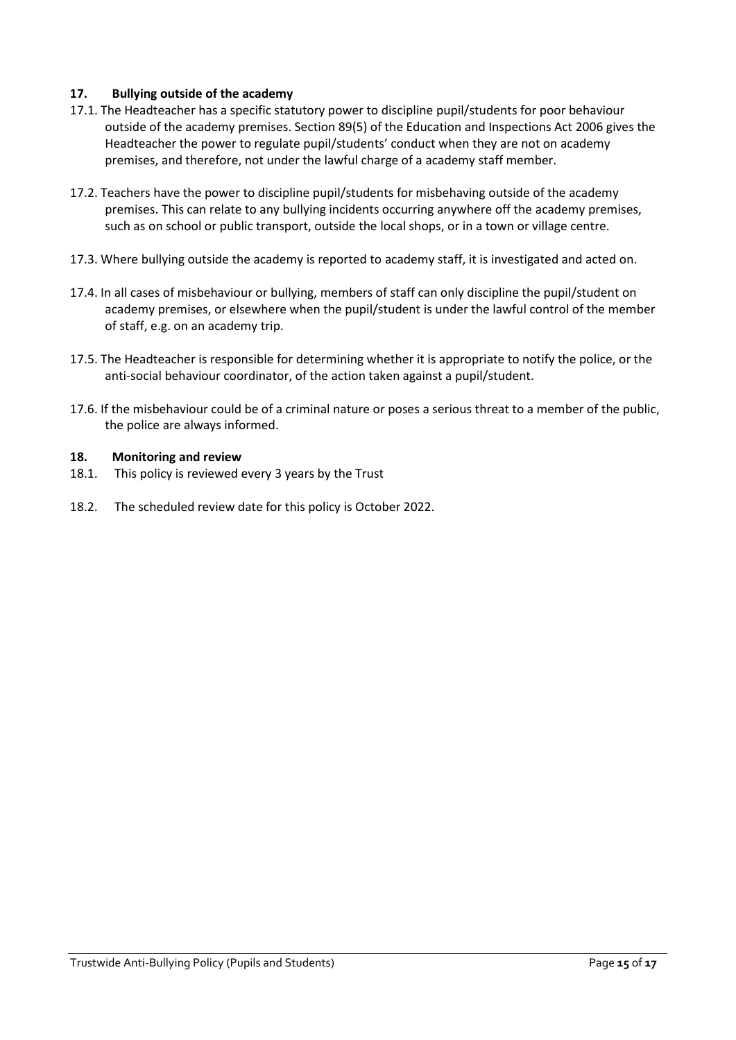## 17. Bullying outside of the academy

17.1. The Headteacher has a specific statutory power to discipline pupil/students for poor behaviour outside of the academy premises. Section 89(5) of the Education and Inspections Act 2006 gives the Headteacher the power to regulate pupil/students' conduct when they are not on academy premises, and therefore, not under the lawful charge of a academy staff member.

17.2. Teachers have the power to discipline pupil/students for misbehaving outside of the academy premises. This can relate to any bullying incidents occurring anywhere off the academy premises, such as on school or public transport, outside the local shops, or in a town or village centre.

17.3. Where bullying outside the academy is reported to academy staff, it is investigated and acted on.

17.4. In all cases of misbehaviour or bullying, members of staff can only discipline the pupil/student on academy premises, or elsewhere when the pupil/student is under the lawful control of the member of staff, e.g. on an academy trip.

17.5. The Headteacher is responsible for determining whether it is appropriate to notify the police, or the anti-social behaviour coordinator, of the action taken against a pupil/student.

17.6. If the misbehaviour could be of a criminal nature or poses a serious threat to a member of the public, the police are always informed.

## 18. Monitoring and review

18.1. This policy is reviewed every 3 years by the Trust

18.2. The scheduled review date for this policy is October 2022.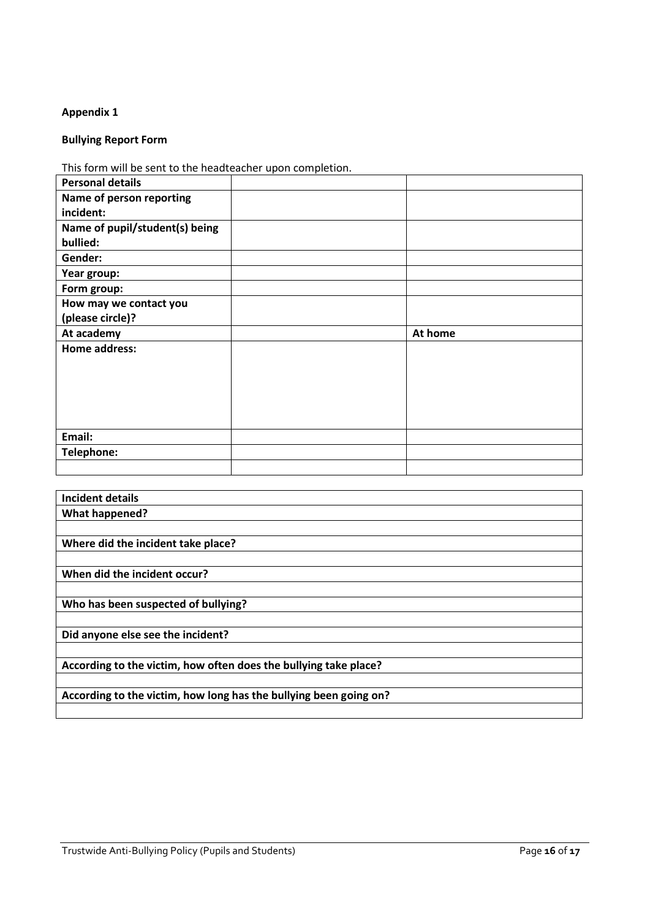**Appendix 1**

**Bullying Report Form**

This form will be sent to the headteacher upon completion.

| **Personal details** | | |
|---|---|---|
| **Name of person reporting incident:** | | |
| **Name of pupil/student(s) being bullied:** | | |
| **Gender:** | | |
| **Year group:** | | |
| **Form group:** | | |
| **How may we contact you (please circle)?** | | |
| **At academy** | | **At home** |
| **Home address:** | | |
| **Email:** | | |
| **Telephone:** | | |
| | | |

| **Incident details** |
|---|
| **What happened?** |
| |
| **Where did the incident take place?** |
| |
| **When did the incident occur?** |
| |
| **Who has been suspected of bullying?** |
| |
| **Did anyone else see the incident?** |
| |
| **According to the victim, how often does the bullying take place?** |
| |
| **According to the victim, how long has the bullying been going on?** |
| |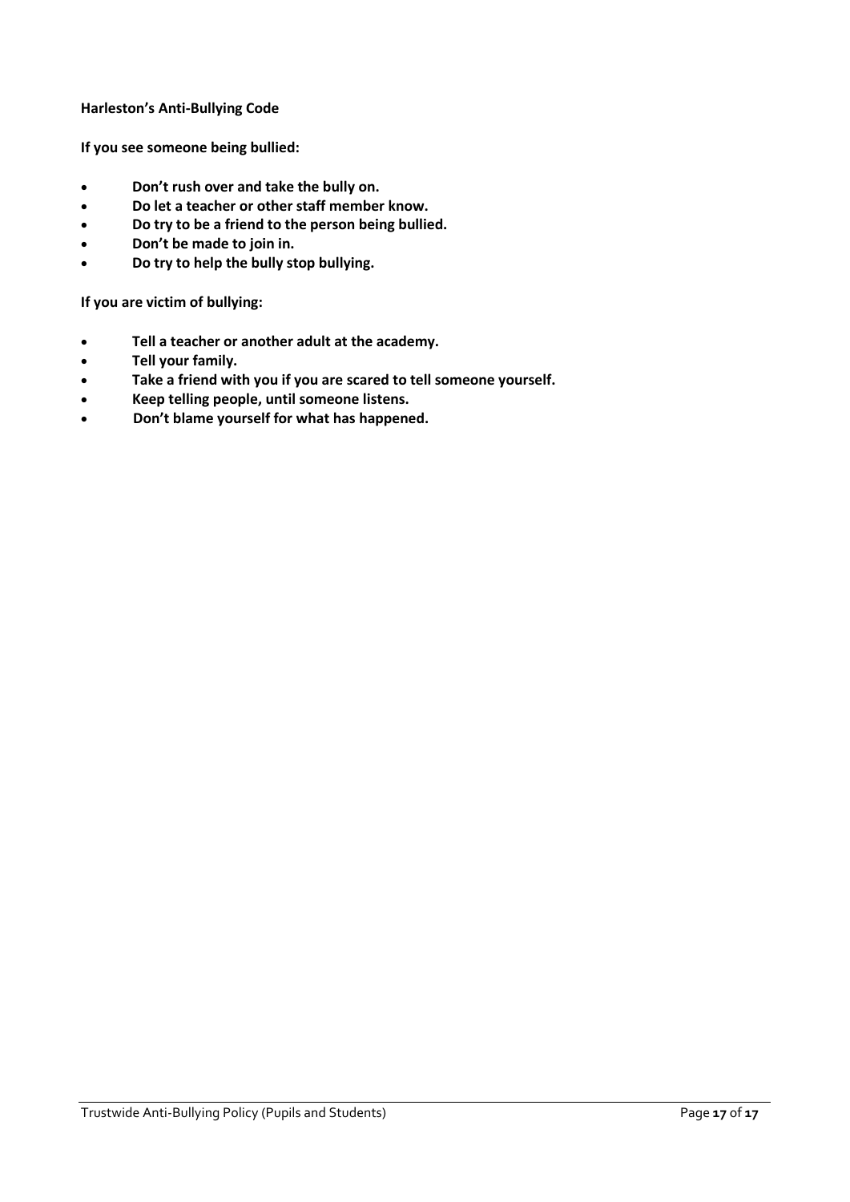**Harleston's Anti-Bullying Code**

**If you see someone being bullied:**

- **Don't rush over and take the bully on.**
- **Do let a teacher or other staff member know.**
- **Do try to be a friend to the person being bullied.**
- **Don't be made to join in.**
- **Do try to help the bully stop bullying.**

**If you are victim of bullying:**

- **Tell a teacher or another adult at the academy.**
- **Tell your family.**
- **Take a friend with you if you are scared to tell someone yourself.**
- **Keep telling people, until someone listens.**
- **Don't blame yourself for what has happened.**